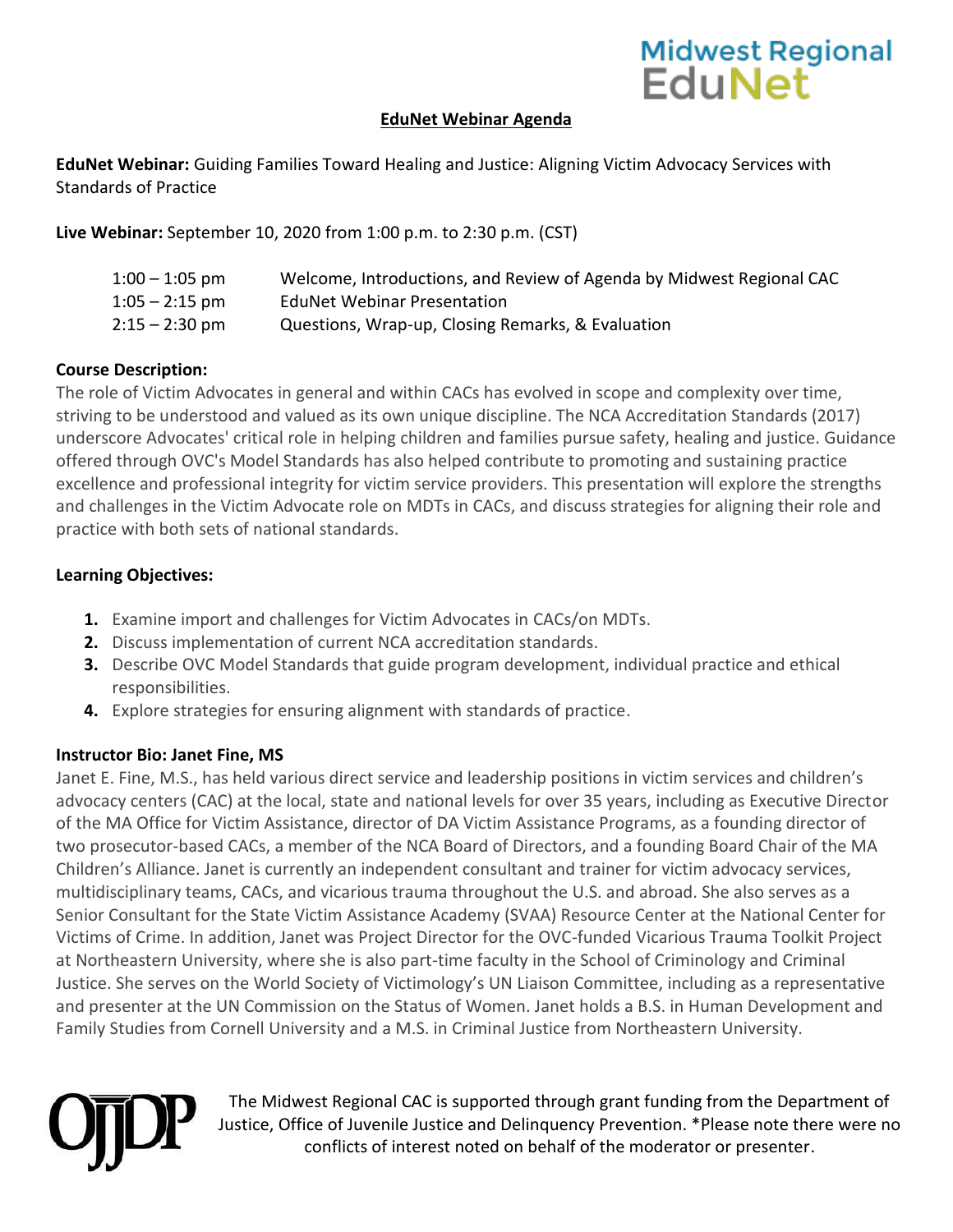Midwest Regional EduNet

## EduNet Webinar Agenda

**EduNet Webinar:** Guiding Families Toward Healing and Justice: Aligning Victim Advocacy Services with Standards of Practice

**Live Webinar:** September 10, 2020 from 1:00 p.m. to 2:30 p.m. (CST)

| | |
|---|---|
| 1:00 – 1:05 pm | Welcome, Introductions, and Review of Agenda by Midwest Regional CAC |
| 1:05 – 2:15 pm | EduNet Webinar Presentation |
| 2:15 – 2:30 pm | Questions, Wrap-up, Closing Remarks, & Evaluation |

**Course Description:**

The role of Victim Advocates in general and within CACs has evolved in scope and complexity over time, striving to be understood and valued as its own unique discipline. The NCA Accreditation Standards (2017) underscore Advocates' critical role in helping children and families pursue safety, healing and justice. Guidance offered through OVC's Model Standards has also helped contribute to promoting and sustaining practice excellence and professional integrity for victim service providers. This presentation will explore the strengths and challenges in the Victim Advocate role on MDTs in CACs, and discuss strategies for aligning their role and practice with both sets of national standards.

**Learning Objectives:**

1. Examine import and challenges for Victim Advocates in CACs/on MDTs.
2. Discuss implementation of current NCA accreditation standards.
3. Describe OVC Model Standards that guide program development, individual practice and ethical responsibilities.
4. Explore strategies for ensuring alignment with standards of practice.

**Instructor Bio: Janet Fine, MS**

Janet E. Fine, M.S., has held various direct service and leadership positions in victim services and children's advocacy centers (CAC) at the local, state and national levels for over 35 years, including as Executive Director of the MA Office for Victim Assistance, director of DA Victim Assistance Programs, as a founding director of two prosecutor-based CACs, a member of the NCA Board of Directors, and a founding Board Chair of the MA Children's Alliance. Janet is currently an independent consultant and trainer for victim advocacy services, multidisciplinary teams, CACs, and vicarious trauma throughout the U.S. and abroad. She also serves as a Senior Consultant for the State Victim Assistance Academy (SVAA) Resource Center at the National Center for Victims of Crime. In addition, Janet was Project Director for the OVC-funded Vicarious Trauma Toolkit Project at Northeastern University, where she is also part-time faculty in the School of Criminology and Criminal Justice. She serves on the World Society of Victimology's UN Liaison Committee, including as a representative and presenter at the UN Commission on the Status of Women. Janet holds a B.S. in Human Development and Family Studies from Cornell University and a M.S. in Criminal Justice from Northeastern University.

OJJDP

The Midwest Regional CAC is supported through grant funding from the Department of Justice, Office of Juvenile Justice and Delinquency Prevention. *Please note there were no conflicts of interest noted on behalf of the moderator or presenter.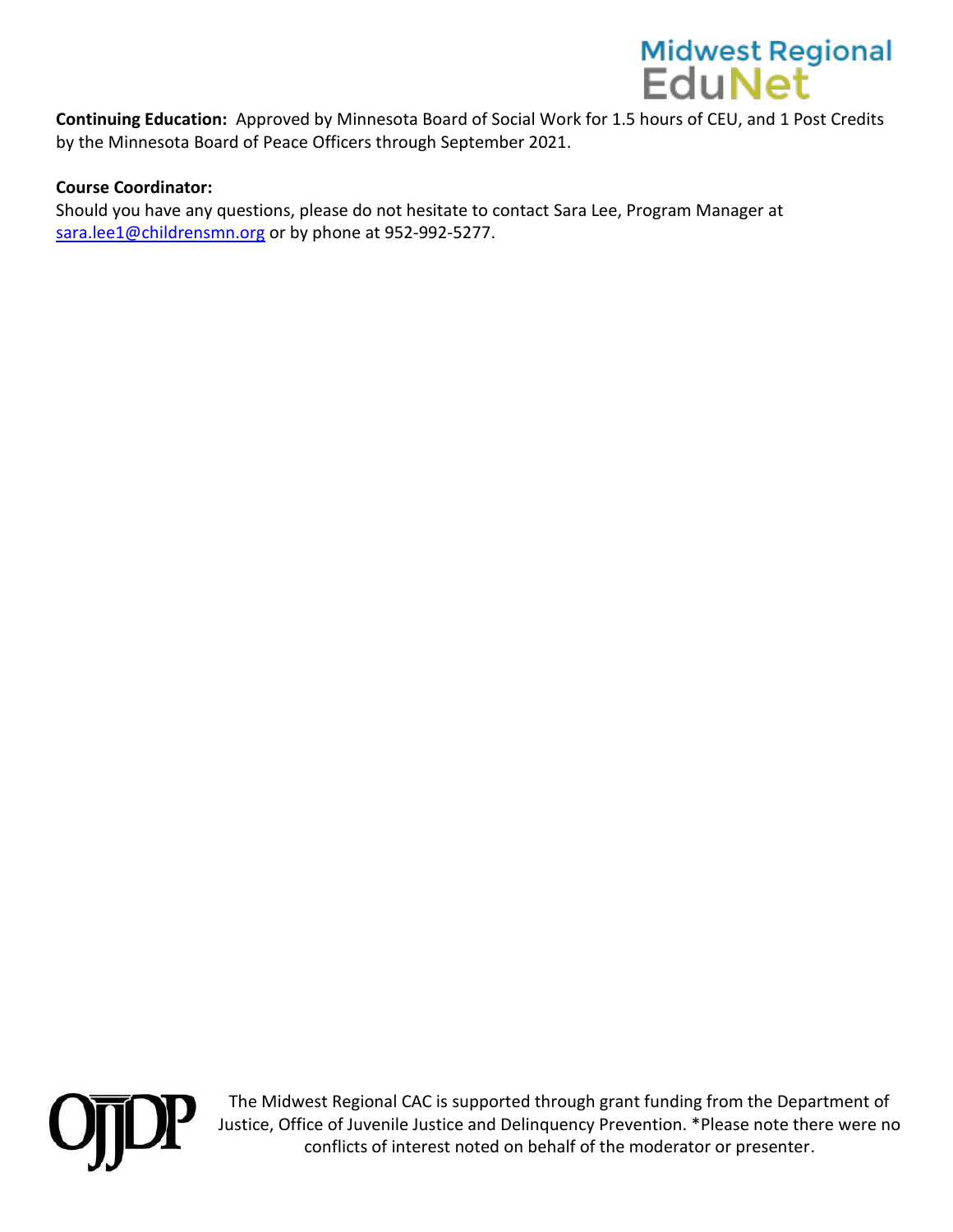**Continuing Education:** Approved by Minnesota Board of Social Work for 1.5 hours of CEU, and 1 Post Credits by the Minnesota Board of Peace Officers through September 2021.

**Course Coordinator:**
Should you have any questions, please do not hesitate to contact Sara Lee, Program Manager at sara.lee1@childrensmn.org or by phone at 952-992-5277.

The Midwest Regional CAC is supported through grant funding from the Department of Justice, Office of Juvenile Justice and Delinquency Prevention. *Please note there were no conflicts of interest noted on behalf of the moderator or presenter.